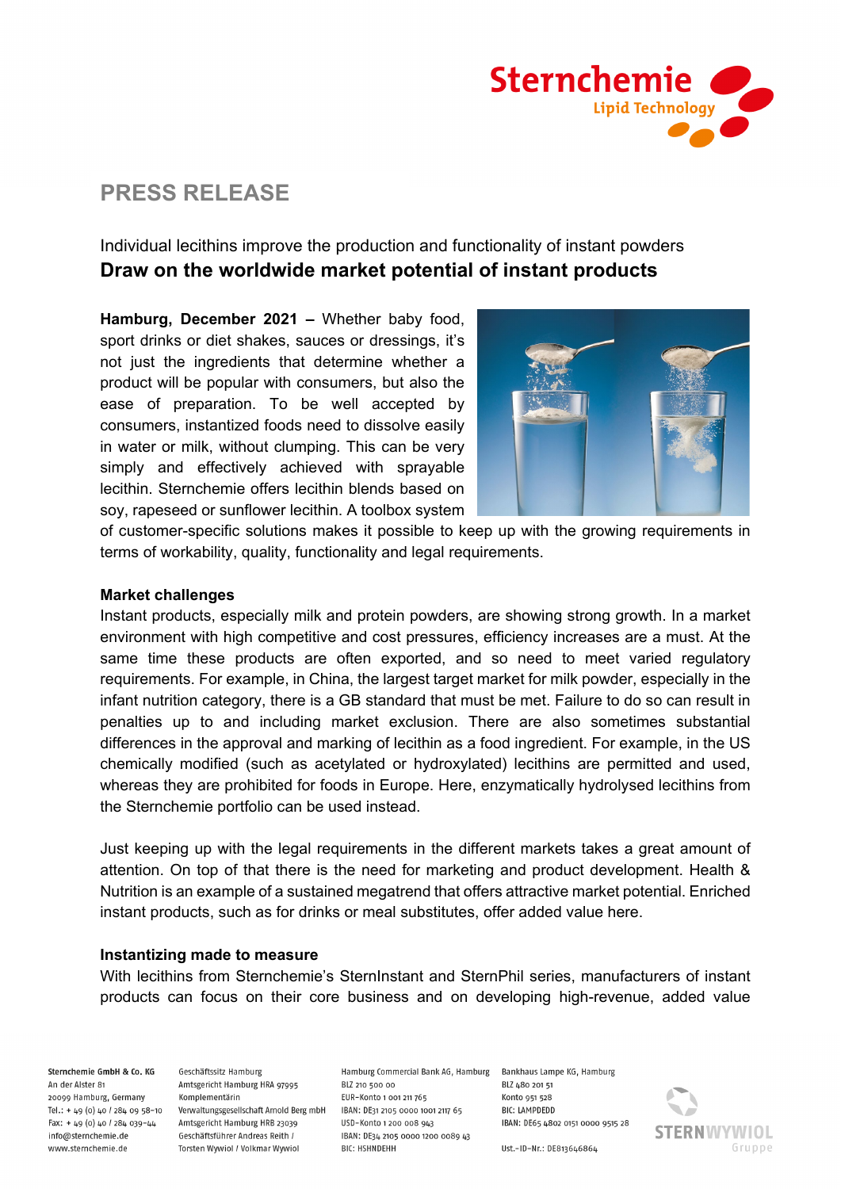# PRESS RELEASE

Individual lecithins improve the production and functionality of instant powders

## Draw on the worldwide market potential of instant products

**Hamburg, December 2021 –** Whether baby food, sport drinks or diet shakes, sauces or dressings, it's not just the ingredients that determine whether a product will be popular with consumers, but also the ease of preparation. To be well accepted by consumers, instantized foods need to dissolve easily in water or milk, without clumping. This can be very simply and effectively achieved with sprayable lecithin. Sternchemie offers lecithin blends based on soy, rapeseed or sunflower lecithin. A toolbox system of customer-specific solutions makes it possible to keep up with the growing requirements in terms of workability, quality, functionality and legal requirements.

**Market challenges**

Instant products, especially milk and protein powders, are showing strong growth. In a market environment with high competitive and cost pressures, efficiency increases are a must. At the same time these products are often exported, and so need to meet varied regulatory requirements. For example, in China, the largest target market for milk powder, especially in the infant nutrition category, there is a GB standard that must be met. Failure to do so can result in penalties up to and including market exclusion. There are also sometimes substantial differences in the approval and marking of lecithin as a food ingredient. For example, in the US chemically modified (such as acetylated or hydroxylated) lecithins are permitted and used, whereas they are prohibited for foods in Europe. Here, enzymatically hydrolysed lecithins from the Sternchemie portfolio can be used instead.

Just keeping up with the legal requirements in the different markets takes a great amount of attention. On top of that there is the need for marketing and product development. Health & Nutrition is an example of a sustained megatrend that offers attractive market potential. Enriched instant products, such as for drinks or meal substitutes, offer added value here.

**Instantizing made to measure**

With lecithins from Sternchemie's SternInstant and SternPhil series, manufacturers of instant products can focus on their core business and on developing high-revenue, added value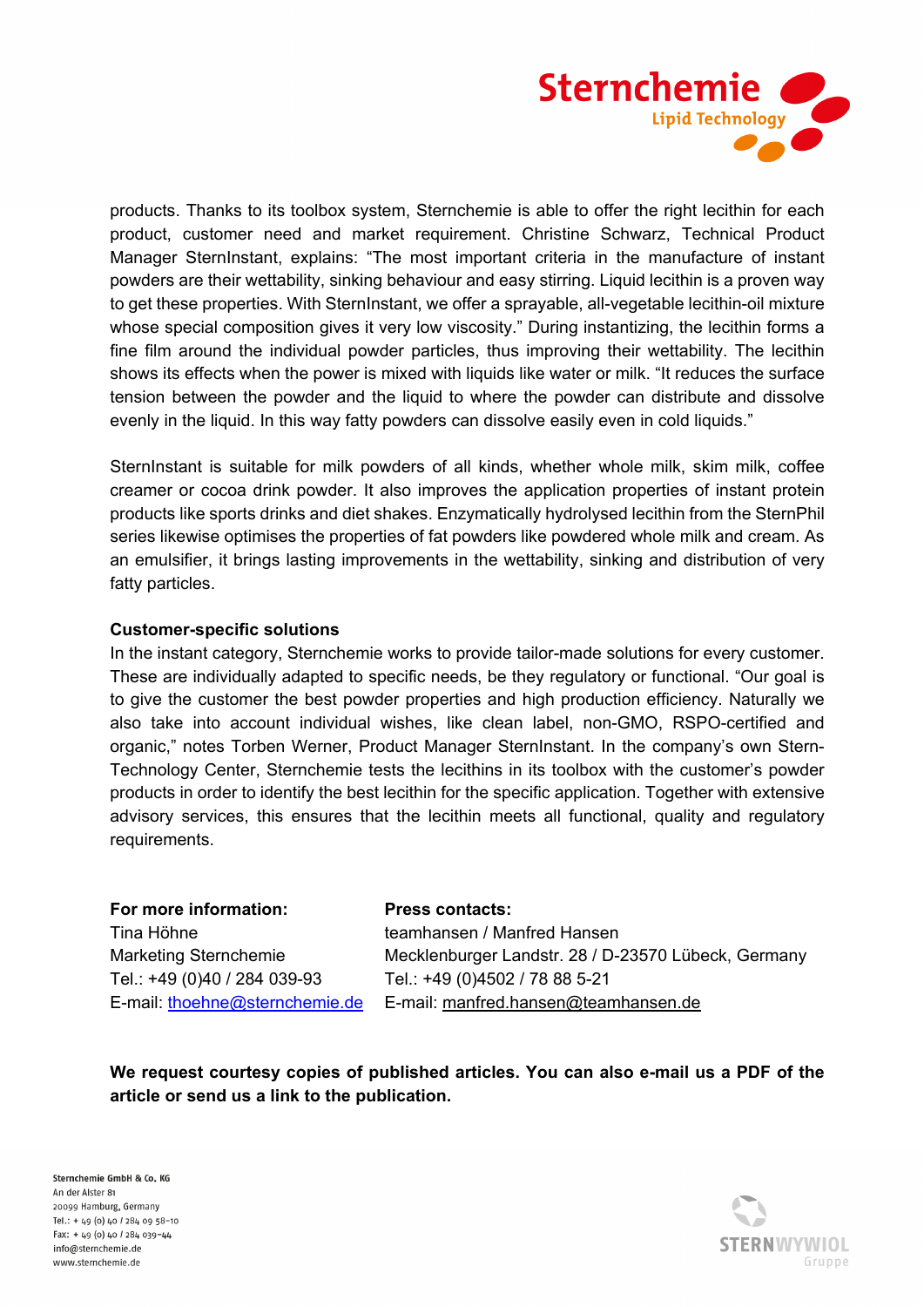products. Thanks to its toolbox system, Sternchemie is able to offer the right lecithin for each product, customer need and market requirement. Christine Schwarz, Technical Product Manager SternInstant, explains: “The most important criteria in the manufacture of instant powders are their wettability, sinking behaviour and easy stirring. Liquid lecithin is a proven way to get these properties. With SternInstant, we offer a sprayable, all-vegetable lecithin-oil mixture whose special composition gives it very low viscosity.” During instantizing, the lecithin forms a fine film around the individual powder particles, thus improving their wettability. The lecithin shows its effects when the power is mixed with liquids like water or milk. “It reduces the surface tension between the powder and the liquid to where the powder can distribute and dissolve evenly in the liquid. In this way fatty powders can dissolve easily even in cold liquids.”

SternInstant is suitable for milk powders of all kinds, whether whole milk, skim milk, coffee creamer or cocoa drink powder. It also improves the application properties of instant protein products like sports drinks and diet shakes. Enzymatically hydrolysed lecithin from the SternPhil series likewise optimises the properties of fat powders like powdered whole milk and cream. As an emulsifier, it brings lasting improvements in the wettability, sinking and distribution of very fatty particles.

**Customer-specific solutions**

In the instant category, Sternchemie works to provide tailor-made solutions for every customer. These are individually adapted to specific needs, be they regulatory or functional. “Our goal is to give the customer the best powder properties and high production efficiency. Naturally we also take into account individual wishes, like clean label, non-GMO, RSPO-certified and organic,” notes Torben Werner, Product Manager SternInstant. In the company’s own Stern-Technology Center, Sternchemie tests the lecithins in its toolbox with the customer’s powder products in order to identify the best lecithin for the specific application. Together with extensive advisory services, this ensures that the lecithin meets all functional, quality and regulatory requirements.

**For more information:**
Tina Höhne
Marketing Sternchemie
Tel.: +49 (0)40 / 284 039-93
E-mail: thoehne@sternchemie.de

**Press contacts:**
teamhansen / Manfred Hansen
Mecklenburger Landstr. 28 / D-23570 Lübeck, Germany
Tel.: +49 (0)4502 / 78 88 5-21
E-mail: manfred.hansen@teamhansen.de

**We request courtesy copies of published articles. You can also e-mail us a PDF of the article or send us a link to the publication.**

Sternchemie GmbH & Co. KG
An der Alster 81
20099 Hamburg, Germany
Tel.: + 49 (0) 40 / 284 09 58-10
Fax: + 49 (0) 40 / 284 039-44
info@sternchemie.de
www.sternchemie.de